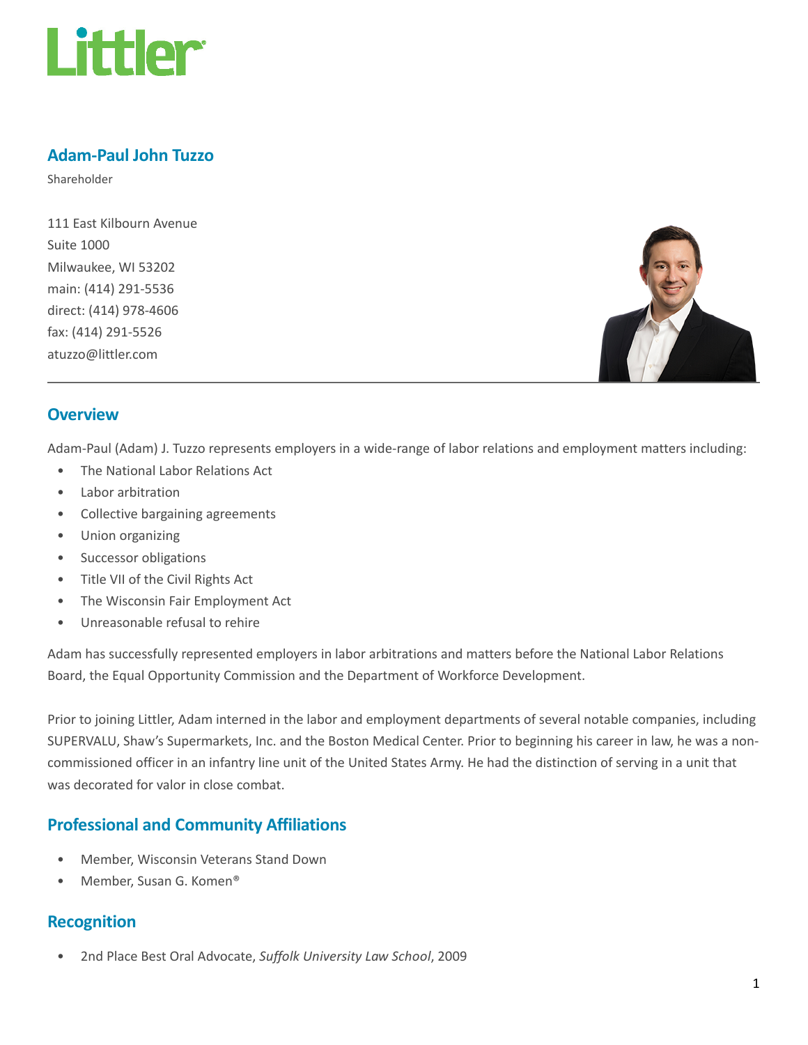# Adam-Paul John Tuzzo

Shareholder

111 East Kilbourn Avenue
Suite 1000
Milwaukee, WI 53202
main: (414) 291-5536
direct: (414) 978-4606
fax: (414) 291-5526
atuzzo@littler.com

## Overview

Adam-Paul (Adam) J. Tuzzo represents employers in a wide-range of labor relations and employment matters including:

- The National Labor Relations Act
- Labor arbitration
- Collective bargaining agreements
- Union organizing
- Successor obligations
- Title VII of the Civil Rights Act
- The Wisconsin Fair Employment Act
- Unreasonable refusal to rehire

Adam has successfully represented employers in labor arbitrations and matters before the National Labor Relations Board, the Equal Opportunity Commission and the Department of Workforce Development.

Prior to joining Littler, Adam interned in the labor and employment departments of several notable companies, including SUPERVALU, Shaw's Supermarkets, Inc. and the Boston Medical Center. Prior to beginning his career in law, he was a non-commissioned officer in an infantry line unit of the United States Army. He had the distinction of serving in a unit that was decorated for valor in close combat.

## Professional and Community Affiliations

- Member, Wisconsin Veterans Stand Down
- Member, Susan G. Komen®

## Recognition

- 2nd Place Best Oral Advocate, *Suffolk University Law School*, 2009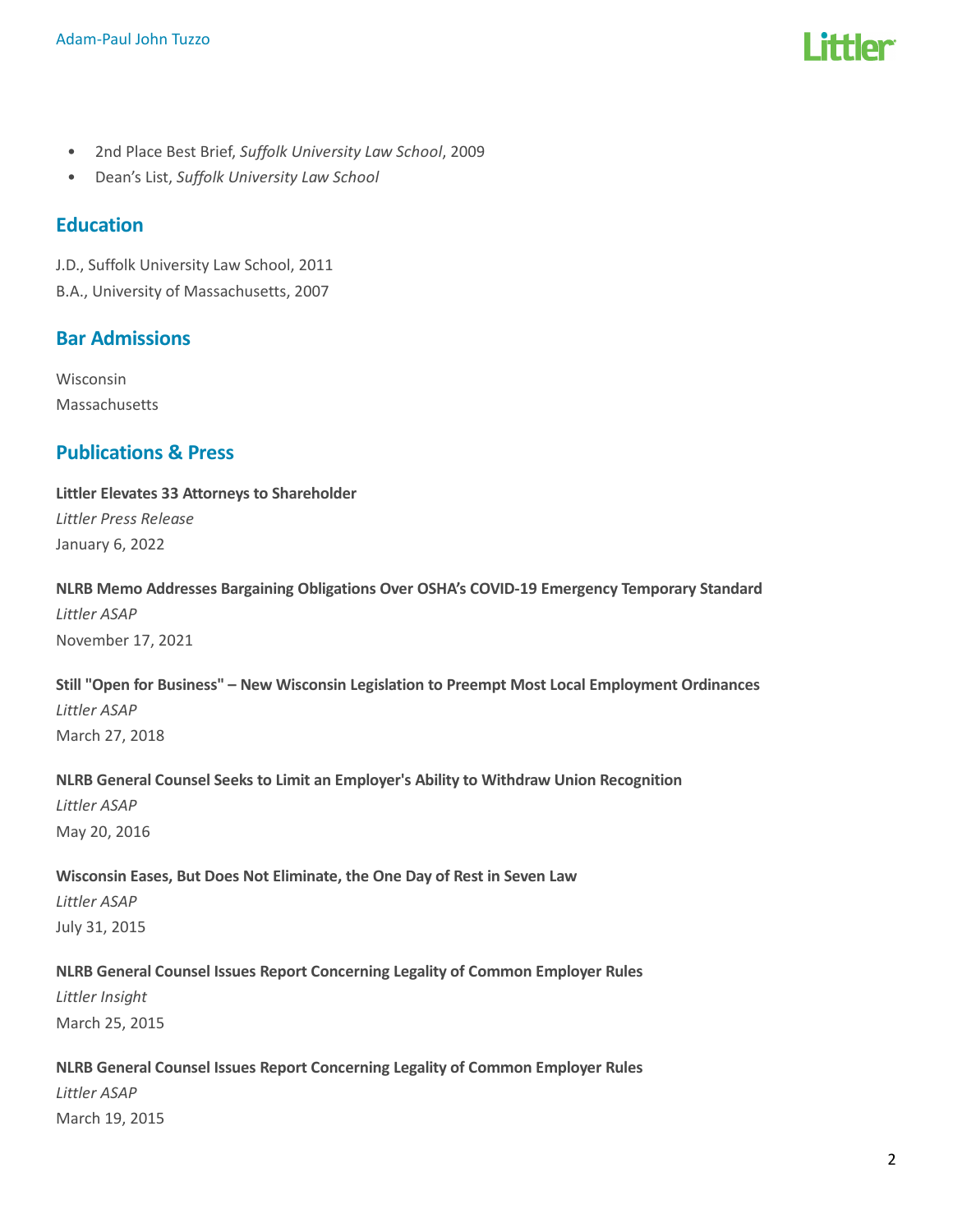- 2nd Place Best Brief, *Suffolk University Law School*, 2009
- Dean's List, *Suffolk University Law School*

## Education

J.D., Suffolk University Law School, 2011

B.A., University of Massachusetts, 2007

## Bar Admissions

Wisconsin

Massachusetts

## Publications & Press

**Littler Elevates 33 Attorneys to Shareholder**

*Littler Press Release*

January 6, 2022

**NLRB Memo Addresses Bargaining Obligations Over OSHA's COVID-19 Emergency Temporary Standard**

*Littler ASAP*

November 17, 2021

**Still "Open for Business" – New Wisconsin Legislation to Preempt Most Local Employment Ordinances**

*Littler ASAP*

March 27, 2018

**NLRB General Counsel Seeks to Limit an Employer's Ability to Withdraw Union Recognition**

*Littler ASAP*

May 20, 2016

**Wisconsin Eases, But Does Not Eliminate, the One Day of Rest in Seven Law**

*Littler ASAP*

July 31, 2015

**NLRB General Counsel Issues Report Concerning Legality of Common Employer Rules**

*Littler Insight*

March 25, 2015

**NLRB General Counsel Issues Report Concerning Legality of Common Employer Rules**

*Littler ASAP*

March 19, 2015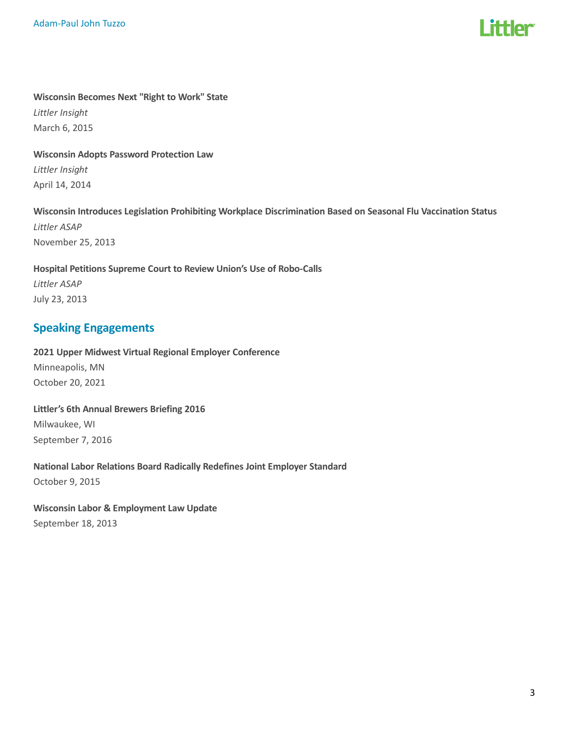**Wisconsin Becomes Next "Right to Work" State**
*Littler Insight*
March 6, 2015

**Wisconsin Adopts Password Protection Law**
*Littler Insight*
April 14, 2014

**Wisconsin Introduces Legislation Prohibiting Workplace Discrimination Based on Seasonal Flu Vaccination Status**
*Littler ASAP*
November 25, 2013

**Hospital Petitions Supreme Court to Review Union's Use of Robo-Calls**
*Littler ASAP*
July 23, 2013

## Speaking Engagements

**2021 Upper Midwest Virtual Regional Employer Conference**
Minneapolis, MN
October 20, 2021

**Littler's 6th Annual Brewers Briefing 2016**
Milwaukee, WI
September 7, 2016

**National Labor Relations Board Radically Redefines Joint Employer Standard**
October 9, 2015

**Wisconsin Labor & Employment Law Update**
September 18, 2013